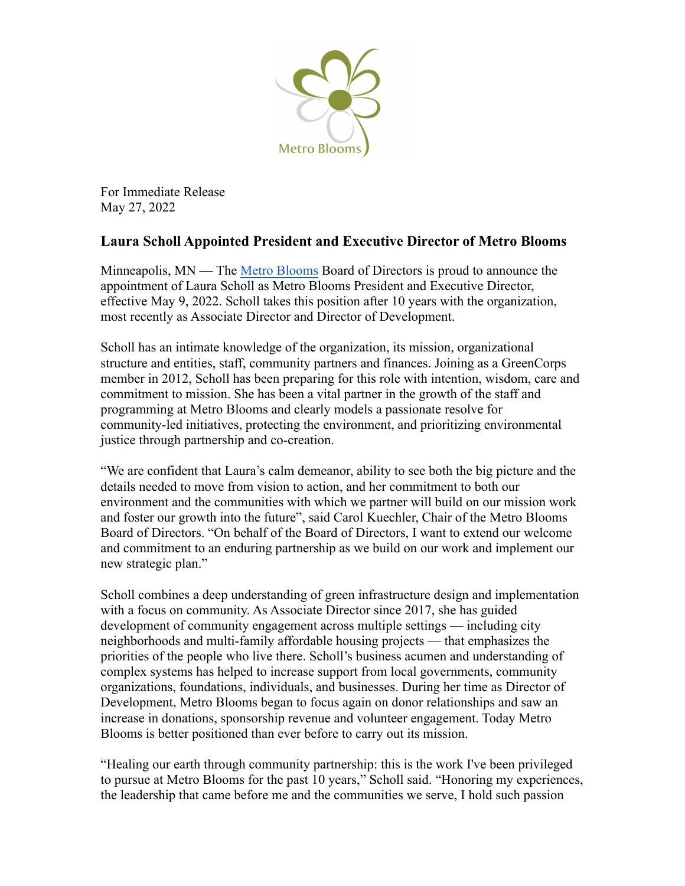For Immediate Release
May 27, 2022

## Laura Scholl Appointed President and Executive Director of Metro Blooms

Minneapolis, MN — The Metro Blooms Board of Directors is proud to announce the appointment of Laura Scholl as Metro Blooms President and Executive Director, effective May 9, 2022. Scholl takes this position after 10 years with the organization, most recently as Associate Director and Director of Development.

Scholl has an intimate knowledge of the organization, its mission, organizational structure and entities, staff, community partners and finances. Joining as a GreenCorps member in 2012, Scholl has been preparing for this role with intention, wisdom, care and commitment to mission. She has been a vital partner in the growth of the staff and programming at Metro Blooms and clearly models a passionate resolve for community-led initiatives, protecting the environment, and prioritizing environmental justice through partnership and co-creation.

"We are confident that Laura's calm demeanor, ability to see both the big picture and the details needed to move from vision to action, and her commitment to both our environment and the communities with which we partner will build on our mission work and foster our growth into the future", said Carol Kuechler, Chair of the Metro Blooms Board of Directors. "On behalf of the Board of Directors, I want to extend our welcome and commitment to an enduring partnership as we build on our work and implement our new strategic plan."

Scholl combines a deep understanding of green infrastructure design and implementation with a focus on community. As Associate Director since 2017, she has guided development of community engagement across multiple settings — including city neighborhoods and multi-family affordable housing projects — that emphasizes the priorities of the people who live there. Scholl's business acumen and understanding of complex systems has helped to increase support from local governments, community organizations, foundations, individuals, and businesses. During her time as Director of Development, Metro Blooms began to focus again on donor relationships and saw an increase in donations, sponsorship revenue and volunteer engagement. Today Metro Blooms is better positioned than ever before to carry out its mission.

"Healing our earth through community partnership: this is the work I've been privileged to pursue at Metro Blooms for the past 10 years," Scholl said. "Honoring my experiences, the leadership that came before me and the communities we serve, I hold such passion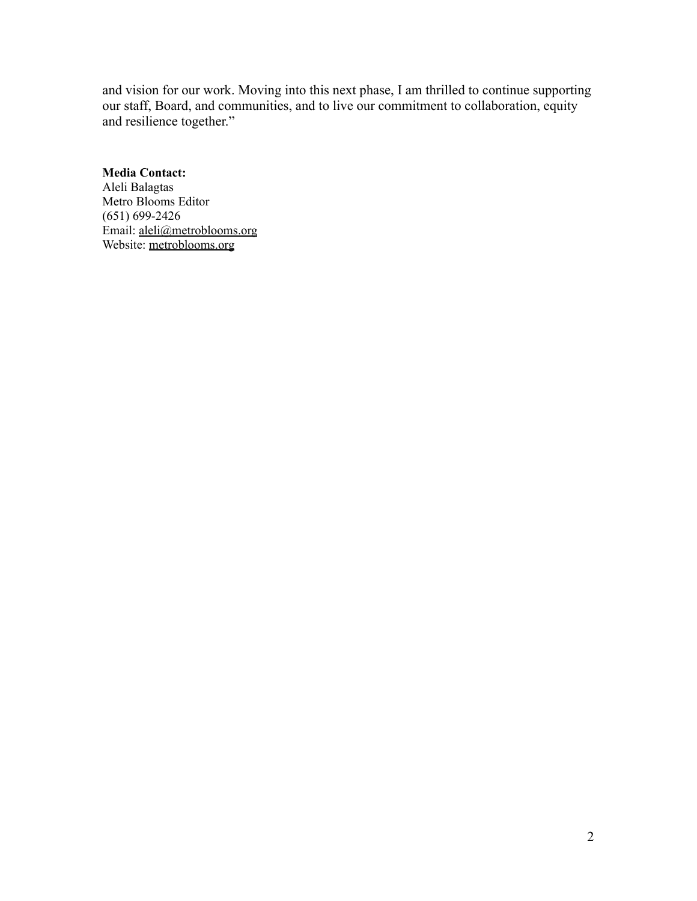and vision for our work. Moving into this next phase, I am thrilled to continue supporting our staff, Board, and communities, and to live our commitment to collaboration, equity and resilience together."

**Media Contact:**
Aleli Balagtas
Metro Blooms Editor
(651) 699-2426
Email: aleli@metroblooms.org
Website: metroblooms.org